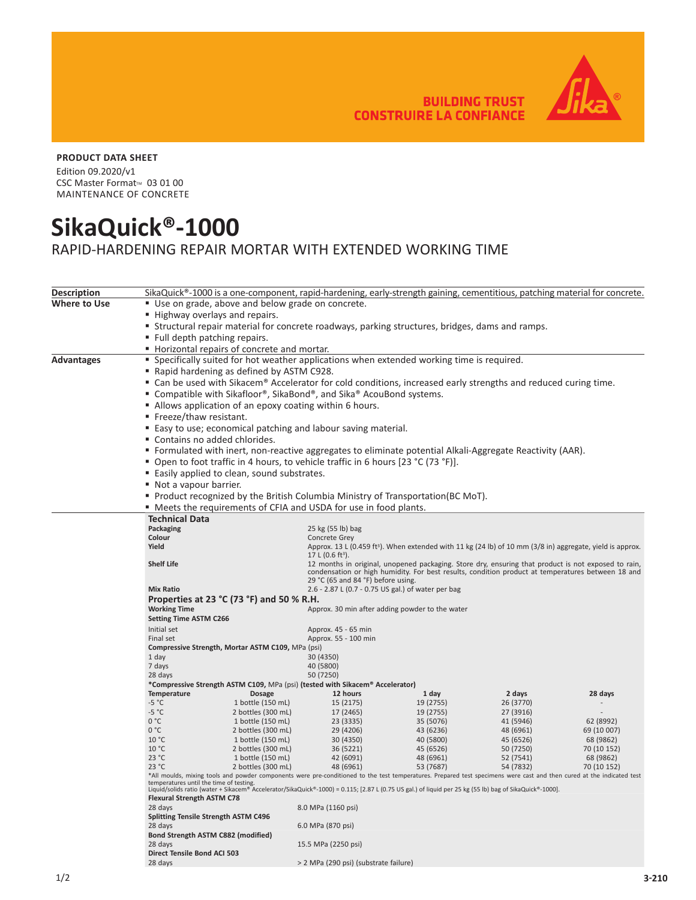BUILDING TRUST
CONSTRUIRE LA CONFIANCE

**PRODUCT DATA SHEET**

Edition 09.2020/v1
CSC Master Format™ 03 01 00
MAINTENANCE OF CONCRETE

# SikaQuick®-1000

## RAPID-HARDENING REPAIR MORTAR WITH EXTENDED WORKING TIME

**Description**

SikaQuick®-1000 is a one-component, rapid-hardening, early-strength gaining, cementitious, patching material for concrete.

**Where to Use**

- Use on grade, above and below grade on concrete.
- Highway overlays and repairs.
- Structural repair material for concrete roadways, parking structures, bridges, dams and ramps.
- Full depth patching repairs.
- Horizontal repairs of concrete and mortar.

**Advantages**

- Specifically suited for hot weather applications when extended working time is required.
- Rapid hardening as defined by ASTM C928.
- Can be used with Sikacem® Accelerator for cold conditions, increased early strengths and reduced curing time.
- Compatible with Sikafloor®, SikaBond®, and Sika® AcouBond systems.
- Allows application of an epoxy coating within 6 hours.
- Freeze/thaw resistant.
- Easy to use; economical patching and labour saving material.
- Contains no added chlorides.
- Formulated with inert, non-reactive aggregates to eliminate potential Alkali-Aggregate Reactivity (AAR).
- Open to foot traffic in 4 hours, to vehicle traffic in 6 hours [23 °C (73 °F)].
- Easily applied to clean, sound substrates.
- Not a vapour barrier.
- Product recognized by the British Columbia Ministry of Transportation(BC MoT).
- Meets the requirements of CFIA and USDA for use in food plants.

### Technical Data

**Packaging** 25 kg (55 lb) bag

**Colour** Concrete Grey

**Yield** Approx. 13 L (0.459 ft³). When extended with 11 kg (24 lb) of 10 mm (3/8 in) aggregate, yield is approx. 17 L (0.6 ft³).

**Shelf Life** 12 months in original, unopened packaging. Store dry, ensuring that product is not exposed to rain, condensation or high humidity. For best results, condition product at temperatures between 18 and 29 °C (65 and 84 °F) before using.

**Mix Ratio** 2.6 - 2.87 L (0.7 - 0.75 US gal.) of water per bag

### Properties at 23 °C (73 °F) and 50 % R.H.

**Working Time** Approx. 30 min after adding powder to the water

**Setting Time ASTM C266**

| | |
|---|---|
| Initial set | Approx. 45 - 65 min |
| Final set | Approx. 55 - 100 min |

**Compressive Strength, Mortar ASTM C109,** MPa (psi)

| | |
|---|---|
| 1 day | 30 (4350) |
| 7 days | 40 (5800) |
| 28 days | 50 (7250) |

***Compressive Strength ASTM C109,** MPa (psi) **(tested with Sikacem® Accelerator)**

| Temperature | Dosage | 12 hours | 1 day | 2 days | 28 days |
|---|---|---|---|---|---|
| -5 °C | 1 bottle (150 mL) | 15 (2175) | 19 (2755) | 26 (3770) | - |
| -5 °C | 2 bottles (300 mL) | 17 (2465) | 19 (2755) | 27 (3916) | - |
| 0 °C | 1 bottle (150 mL) | 23 (3335) | 35 (5076) | 41 (5946) | 62 (8992) |
| 0 °C | 2 bottles (300 mL) | 29 (4206) | 43 (6236) | 48 (6961) | 69 (10 007) |
| 10 °C | 1 bottle (150 mL) | 30 (4350) | 40 (5800) | 45 (6526) | 68 (9862) |
| 10 °C | 2 bottles (300 mL) | 36 (5221) | 45 (6526) | 50 (7250) | 70 (10 152) |
| 23 °C | 1 bottle (150 mL) | 42 (6091) | 48 (6961) | 52 (7541) | 68 (9862) |
| 23 °C | 2 bottles (300 mL) | 48 (6961) | 53 (7687) | 54 (7832) | 70 (10 152) |

*All moulds, mixing tools and powder components were pre-conditioned to the test temperatures. Prepared test specimens were cast and then cured at the indicated test temperatures until the time of testing.
Liquid/solids ratio (water + Sikacem® Accelerator/SikaQuick®-1000) = 0.115; [2.87 L (0.75 US gal.) of liquid per 25 kg (55 lb) bag of SikaQuick®-1000].

**Flexural Strength ASTM C78**

| | |
|---|---|
| 28 days | 8.0 MPa (1160 psi) |

**Splitting Tensile Strength ASTM C496**

| | |
|---|---|
| 28 days | 6.0 MPa (870 psi) |

**Bond Strength ASTM C882 (modified)**

| | |
|---|---|
| 28 days | 15.5 MPa (2250 psi) |

**Direct Tensile Bond ACI 503**

| | |
|---|---|
| 28 days | > 2 MPa (290 psi) (substrate failure) |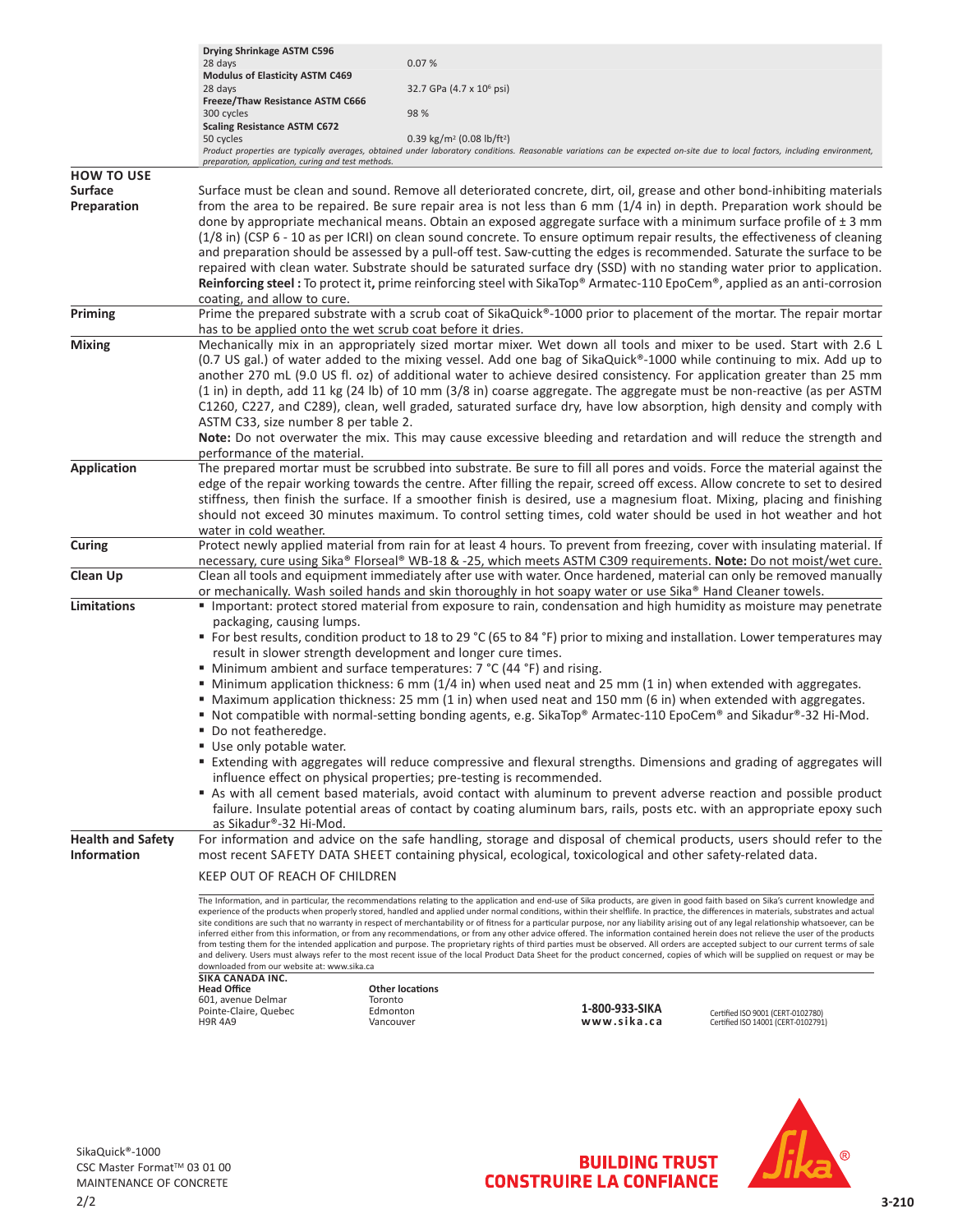| | |
|---|---|
| **Drying Shrinkage ASTM C596** | |
| 28 days | 0.07 % |
| **Modulus of Elasticity ASTM C469** | |
| 28 days | 32.7 GPa (4.7 x $10^6$ psi) |
| **Freeze/Thaw Resistance ASTM C666** | |
| 300 cycles | 98 % |
| **Scaling Resistance ASTM C672** | |
| 50 cycles | 0.39 kg/$m^2$ (0.08 lb/$ft^2$) |

*Product properties are typically averages, obtained under laboratory conditions. Reasonable variations can be expected on-site due to local factors, including environment, preparation, application, curing and test methods.*

## HOW TO USE

### Surface Preparation

Surface must be clean and sound. Remove all deteriorated concrete, dirt, oil, grease and other bond-inhibiting materials from the area to be repaired. Be sure repair area is not less than 6 mm (1/4 in) in depth. Preparation work should be done by appropriate mechanical means. Obtain an exposed aggregate surface with a minimum surface profile of ± 3 mm (1/8 in) (CSP 6 - 10 as per ICRI) on clean sound concrete. To ensure optimum repair results, the effectiveness of cleaning and preparation should be assessed by a pull-off test. Saw-cutting the edges is recommended. Saturate the surface to be repaired with clean water. Substrate should be saturated surface dry (SSD) with no standing water prior to application.
**Reinforcing steel :** To protect it**,** prime reinforcing steel with SikaTop® Armatec-110 EpoCem®, applied as an anti-corrosion coating, and allow to cure.

### Priming

Prime the prepared substrate with a scrub coat of SikaQuick®-1000 prior to placement of the mortar. The repair mortar has to be applied onto the wet scrub coat before it dries.

### Mixing

Mechanically mix in an appropriately sized mortar mixer. Wet down all tools and mixer to be used. Start with 2.6 L (0.7 US gal.) of water added to the mixing vessel. Add one bag of SikaQuick®-1000 while continuing to mix. Add up to another 270 mL (9.0 US fl. oz) of additional water to achieve desired consistency. For application greater than 25 mm (1 in) in depth, add 11 kg (24 lb) of 10 mm (3/8 in) coarse aggregate. The aggregate must be non-reactive (as per ASTM C1260, C227, and C289), clean, well graded, saturated surface dry, have low absorption, high density and comply with ASTM C33, size number 8 per table 2.
**Note:** Do not overwater the mix. This may cause excessive bleeding and retardation and will reduce the strength and performance of the material.

### Application

The prepared mortar must be scrubbed into substrate. Be sure to fill all pores and voids. Force the material against the edge of the repair working towards the centre. After filling the repair, screed off excess. Allow concrete to set to desired stiffness, then finish the surface. If a smoother finish is desired, use a magnesium float. Mixing, placing and finishing should not exceed 30 minutes maximum. To control setting times, cold water should be used in hot weather and hot water in cold weather.

### Curing

Protect newly applied material from rain for at least 4 hours. To prevent from freezing, cover with insulating material. If necessary, cure using Sika® Florseal® WB-18 & -25, which meets ASTM C309 requirements. **Note:** Do not moist/wet cure.

### Clean Up

Clean all tools and equipment immediately after use with water. Once hardened, material can only be removed manually or mechanically. Wash soiled hands and skin thoroughly in hot soapy water or use Sika® Hand Cleaner towels.

### Limitations

- Important: protect stored material from exposure to rain, condensation and high humidity as moisture may penetrate packaging, causing lumps.
- For best results, condition product to 18 to 29 °C (65 to 84 °F) prior to mixing and installation. Lower temperatures may result in slower strength development and longer cure times.
- Minimum ambient and surface temperatures: 7 °C (44 °F) and rising.
- Minimum application thickness: 6 mm (1/4 in) when used neat and 25 mm (1 in) when extended with aggregates.
- Maximum application thickness: 25 mm (1 in) when used neat and 150 mm (6 in) when extended with aggregates.
- Not compatible with normal-setting bonding agents, e.g. SikaTop® Armatec-110 EpoCem® and Sikadur®-32 Hi-Mod.
- Do not featheredge.
- Use only potable water.
- Extending with aggregates will reduce compressive and flexural strengths. Dimensions and grading of aggregates will influence effect on physical properties; pre-testing is recommended.
- As with all cement based materials, avoid contact with aluminum to prevent adverse reaction and possible product failure. Insulate potential areas of contact by coating aluminum bars, rails, posts etc. with an appropriate epoxy such as Sikadur®-32 Hi-Mod.

### Health and Safety Information

For information and advice on the safe handling, storage and disposal of chemical products, users should refer to the most recent SAFETY DATA SHEET containing physical, ecological, toxicological and other safety-related data.

KEEP OUT OF REACH OF CHILDREN

The Information, and in particular, the recommendations relating to the application and end-use of Sika products, are given in good faith based on Sika's current knowledge and experience of the products when properly stored, handled and applied under normal conditions, within their shelflife. In practice, the differences in materials, substrates and actual site conditions are such that no warranty in respect of merchantability or of fitness for a particular purpose, nor any liability arising out of any legal relationship whatsoever, can be inferred either from this information, or from any recommendations, or from any other advice offered. The information contained herein does not relieve the user of the products from testing them for the intended application and purpose. The proprietary rights of third parties must be observed. All orders are accepted subject to our current terms of sale and delivery. Users must always refer to the most recent issue of the local Product Data Sheet for the product concerned, copies of which will be supplied on request or may be downloaded from our website at: www.sika.ca

**SIKA CANADA INC.**
**Head Office**
601, avenue Delmar
Pointe-Claire, Quebec
H9R 4A9

**Other locations**
Toronto
Edmonton
Vancouver

**1-800-933-SIKA**
**www.sika.ca**

Certified ISO 9001 (CERT-0102780)
Certified ISO 14001 (CERT-0102791)

SikaQuick®-1000
CSC Master Format™ 03 01 00
MAINTENANCE OF CONCRETE

**BUILDING TRUST**
**CONSTRUIRE LA CONFIANCE**